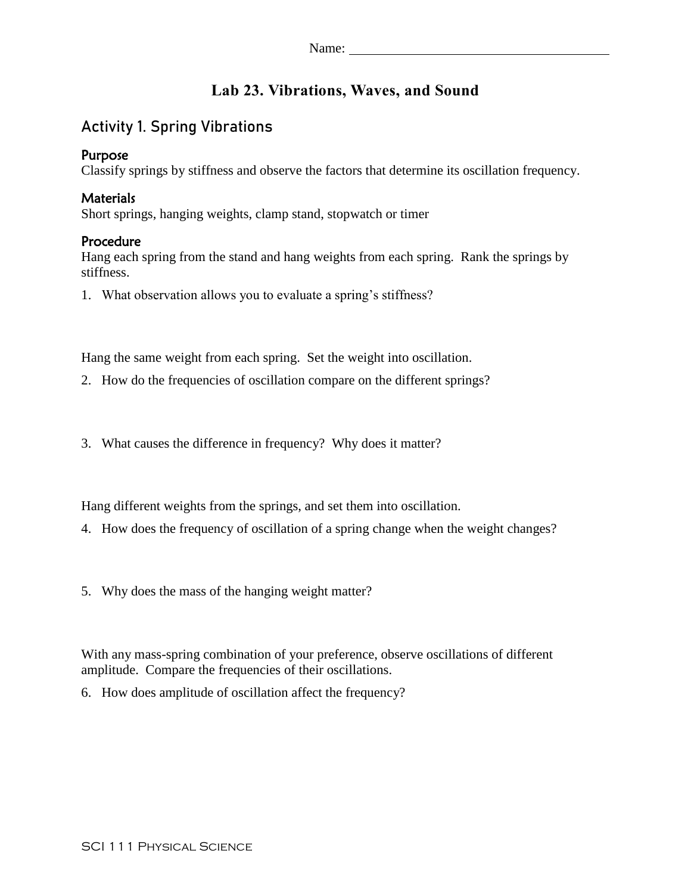Name: ______________________________________

# Lab 23. Vibrations, Waves, and Sound

## Activity 1. Spring Vibrations

### Purpose

Classify springs by stiffness and observe the factors that determine its oscillation frequency.

### Materials

Short springs, hanging weights, clamp stand, stopwatch or timer

### Procedure

Hang each spring from the stand and hang weights from each spring. Rank the springs by stiffness.

1. What observation allows you to evaluate a spring's stiffness?

Hang the same weight from each spring. Set the weight into oscillation.

2. How do the frequencies of oscillation compare on the different springs?

3. What causes the difference in frequency? Why does it matter?

Hang different weights from the springs, and set them into oscillation.

4. How does the frequency of oscillation of a spring change when the weight changes?

5. Why does the mass of the hanging weight matter?

With any mass-spring combination of your preference, observe oscillations of different amplitude. Compare the frequencies of their oscillations.

6. How does amplitude of oscillation affect the frequency?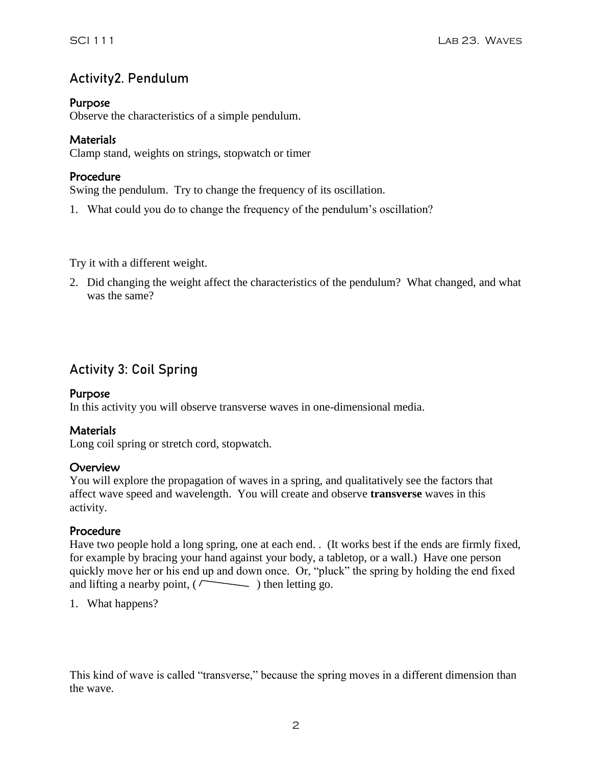## Activity2. Pendulum

### Purpose

Observe the characteristics of a simple pendulum.

### Materials

Clamp stand, weights on strings, stopwatch or timer

### Procedure

Swing the pendulum. Try to change the frequency of its oscillation.

1. What could you do to change the frequency of the pendulum's oscillation?

Try it with a different weight.

2. Did changing the weight affect the characteristics of the pendulum? What changed, and what was the same?

## Activity 3: Coil Spring

### Purpose

In this activity you will observe transverse waves in one-dimensional media.

### Materials

Long coil spring or stretch cord, stopwatch.

### Overview

You will explore the propagation of waves in a spring, and qualitatively see the factors that affect wave speed and wavelength. You will create and observe **transverse** waves in this activity.

### Procedure

Have two people hold a long spring, one at each end. . (It works best if the ends are firmly fixed, for example by bracing your hand against your body, a tabletop, or a wall.) Have one person quickly move her or his end up and down once. Or, "pluck" the spring by holding the end fixed and lifting a nearby point, ( ) then letting go.

1. What happens?

This kind of wave is called "transverse," because the spring moves in a different dimension than the wave.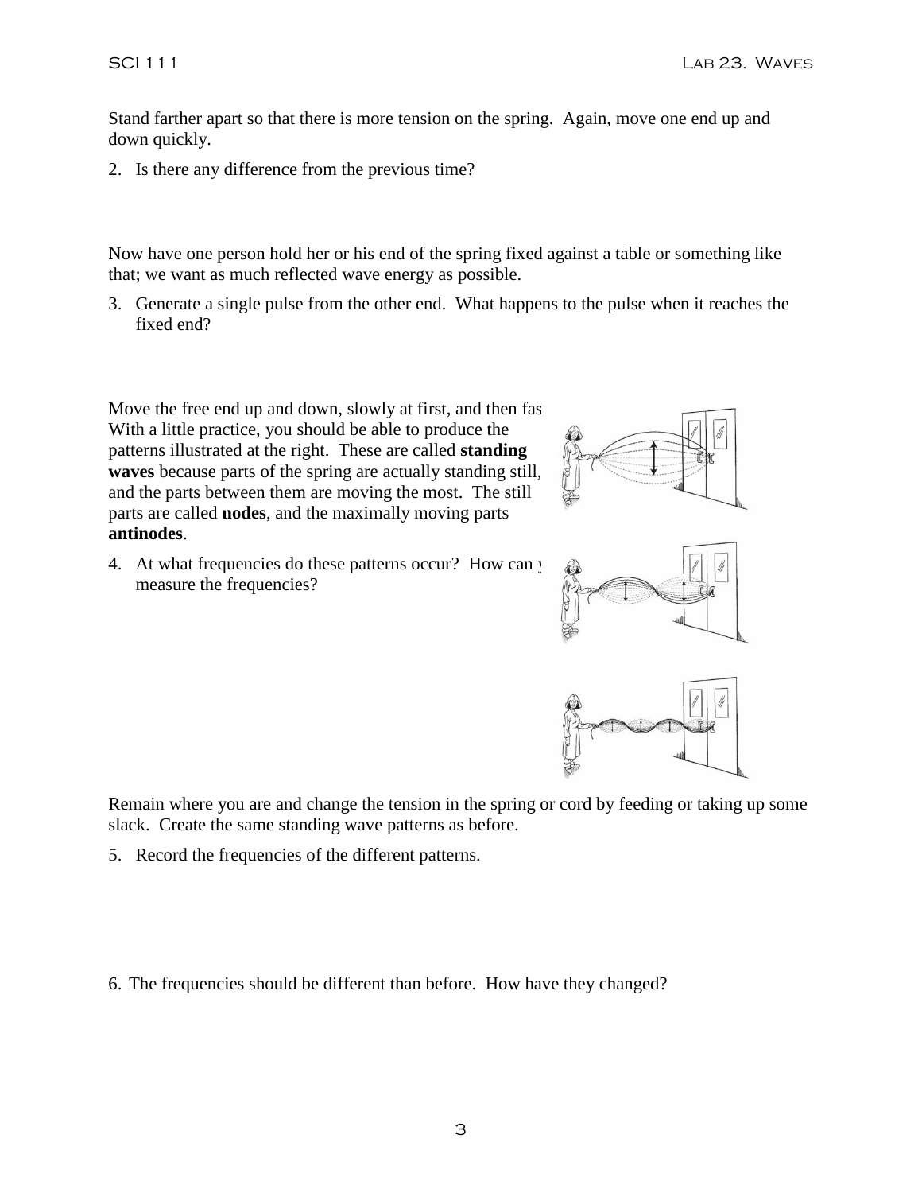Stand farther apart so that there is more tension on the spring. Again, move one end up and down quickly.

2. Is there any difference from the previous time?

Now have one person hold her or his end of the spring fixed against a table or something like that; we want as much reflected wave energy as possible.

3. Generate a single pulse from the other end. What happens to the pulse when it reaches the fixed end?

Move the free end up and down, slowly at first, and then fas With a little practice, you should be able to produce the patterns illustrated at the right. These are called **standing waves** because parts of the spring are actually standing still, and the parts between them are moving the most. The still parts are called **nodes**, and the maximally moving parts **antinodes**.

4. At what frequencies do these patterns occur? How can y measure the frequencies?

Remain where you are and change the tension in the spring or cord by feeding or taking up some slack. Create the same standing wave patterns as before.

5. Record the frequencies of the different patterns.

6. The frequencies should be different than before. How have they changed?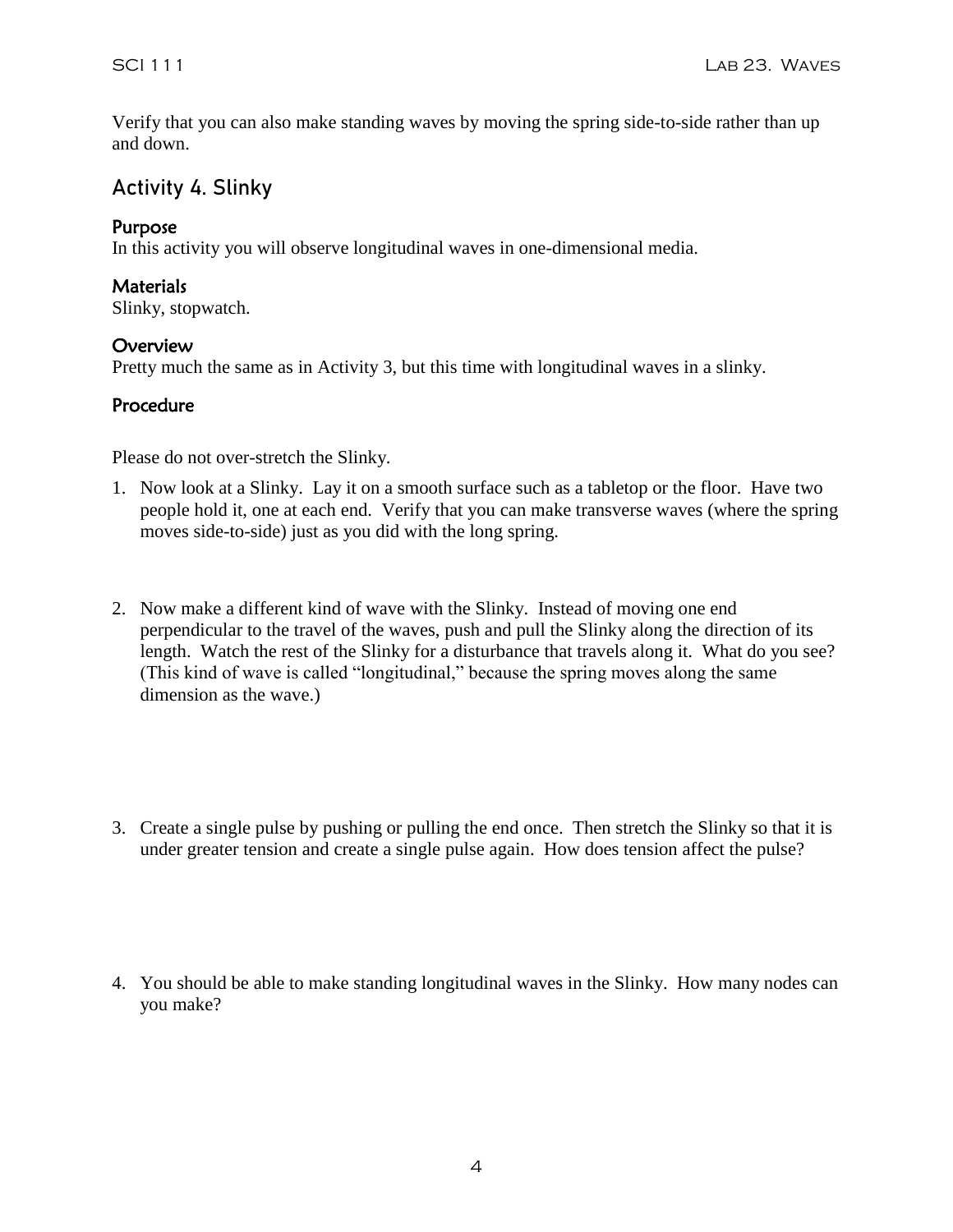Verify that you can also make standing waves by moving the spring side-to-side rather than up and down.

## Activity 4. Slinky

### Purpose

In this activity you will observe longitudinal waves in one-dimensional media.

### Materials

Slinky, stopwatch.

### Overview

Pretty much the same as in Activity 3, but this time with longitudinal waves in a slinky.

### Procedure

Please do not over-stretch the Slinky.

1. Now look at a Slinky. Lay it on a smooth surface such as a tabletop or the floor. Have two people hold it, one at each end. Verify that you can make transverse waves (where the spring moves side-to-side) just as you did with the long spring.

2. Now make a different kind of wave with the Slinky. Instead of moving one end perpendicular to the travel of the waves, push and pull the Slinky along the direction of its length. Watch the rest of the Slinky for a disturbance that travels along it. What do you see? (This kind of wave is called "longitudinal," because the spring moves along the same dimension as the wave.)

3. Create a single pulse by pushing or pulling the end once. Then stretch the Slinky so that it is under greater tension and create a single pulse again. How does tension affect the pulse?

4. You should be able to make standing longitudinal waves in the Slinky. How many nodes can you make?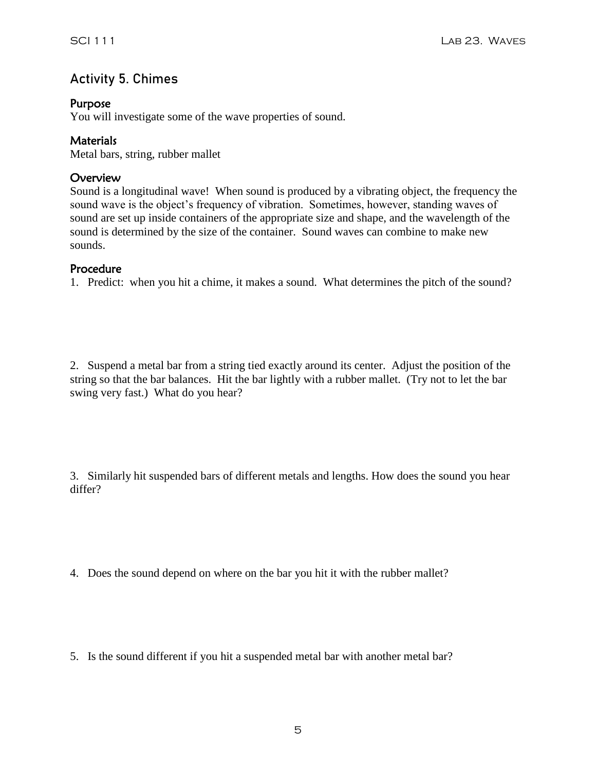## Activity 5. Chimes

### Purpose

You will investigate some of the wave properties of sound.

### Materials

Metal bars, string, rubber mallet

### Overview

Sound is a longitudinal wave! When sound is produced by a vibrating object, the frequency the sound wave is the object's frequency of vibration. Sometimes, however, standing waves of sound are set up inside containers of the appropriate size and shape, and the wavelength of the sound is determined by the size of the container. Sound waves can combine to make new sounds.

### Procedure

1. Predict: when you hit a chime, it makes a sound. What determines the pitch of the sound?

2. Suspend a metal bar from a string tied exactly around its center. Adjust the position of the string so that the bar balances. Hit the bar lightly with a rubber mallet. (Try not to let the bar swing very fast.) What do you hear?

3. Similarly hit suspended bars of different metals and lengths. How does the sound you hear differ?

4. Does the sound depend on where on the bar you hit it with the rubber mallet?

5. Is the sound different if you hit a suspended metal bar with another metal bar?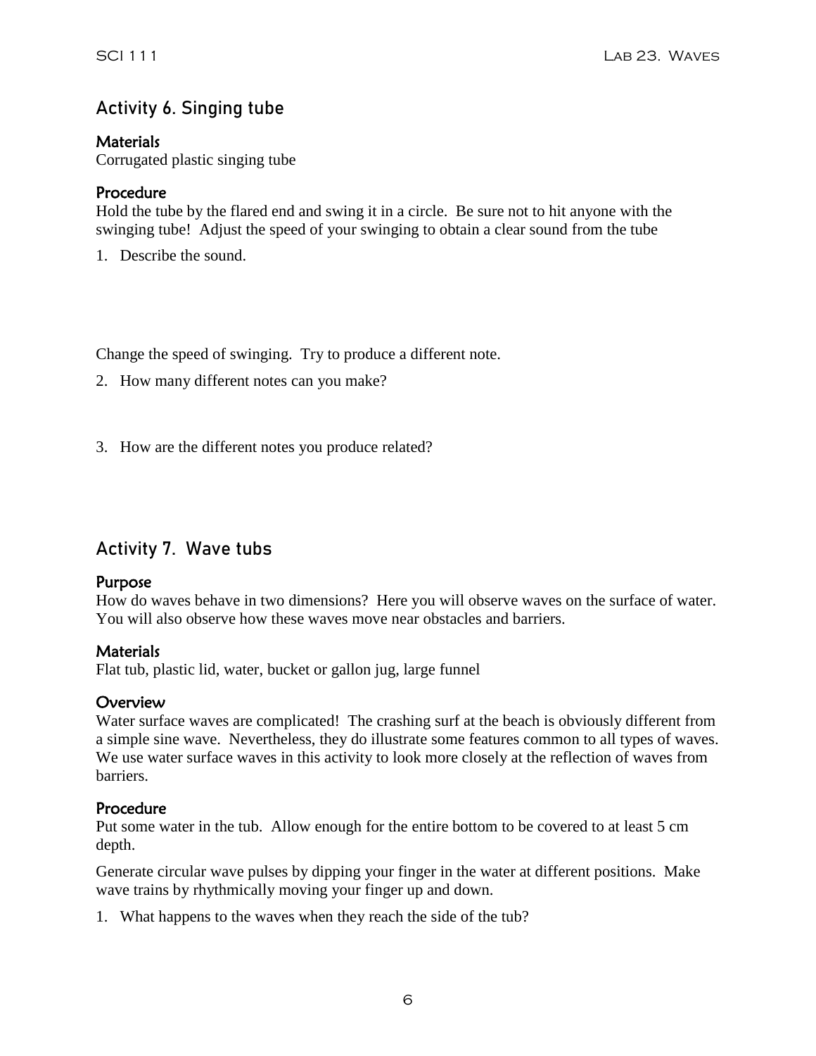## Activity 6. Singing tube

### Materials

Corrugated plastic singing tube

### Procedure

Hold the tube by the flared end and swing it in a circle. Be sure not to hit anyone with the swinging tube! Adjust the speed of your swinging to obtain a clear sound from the tube

1. Describe the sound.

Change the speed of swinging. Try to produce a different note.

2. How many different notes can you make?

3. How are the different notes you produce related?

## Activity 7. Wave tubs

### Purpose

How do waves behave in two dimensions? Here you will observe waves on the surface of water. You will also observe how these waves move near obstacles and barriers.

### Materials

Flat tub, plastic lid, water, bucket or gallon jug, large funnel

### Overview

Water surface waves are complicated! The crashing surf at the beach is obviously different from a simple sine wave. Nevertheless, they do illustrate some features common to all types of waves. We use water surface waves in this activity to look more closely at the reflection of waves from barriers.

### Procedure

Put some water in the tub. Allow enough for the entire bottom to be covered to at least 5 cm depth.

Generate circular wave pulses by dipping your finger in the water at different positions. Make wave trains by rhythmically moving your finger up and down.

1. What happens to the waves when they reach the side of the tub?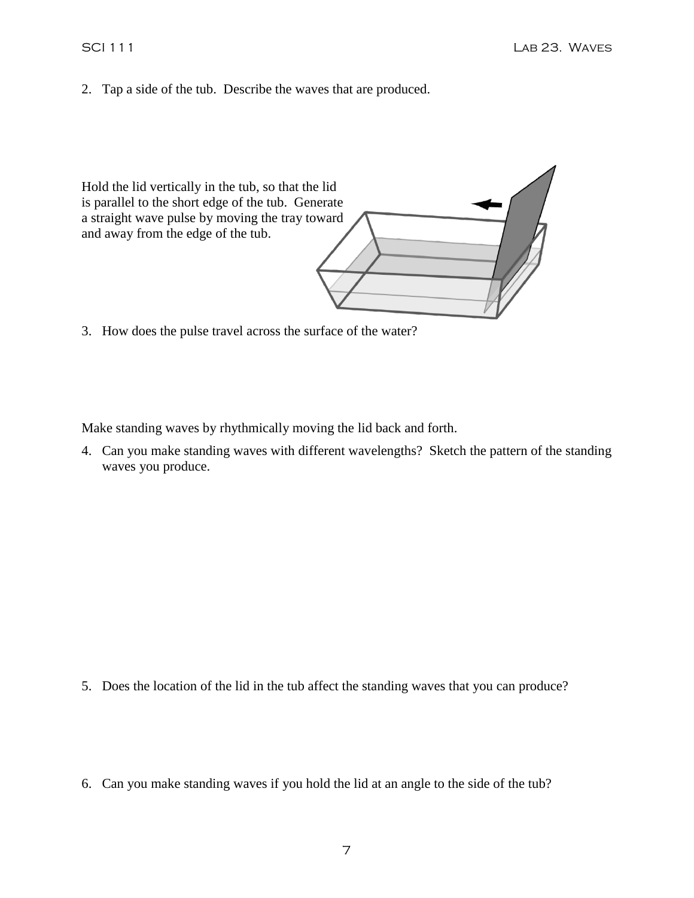2. Tap a side of the tub. Describe the waves that are produced.

Hold the lid vertically in the tub, so that the lid is parallel to the short edge of the tub. Generate a straight wave pulse by moving the tray toward and away from the edge of the tub.

3. How does the pulse travel across the surface of the water?

Make standing waves by rhythmically moving the lid back and forth.

4. Can you make standing waves with different wavelengths? Sketch the pattern of the standing waves you produce.

5. Does the location of the lid in the tub affect the standing waves that you can produce?

6. Can you make standing waves if you hold the lid at an angle to the side of the tub?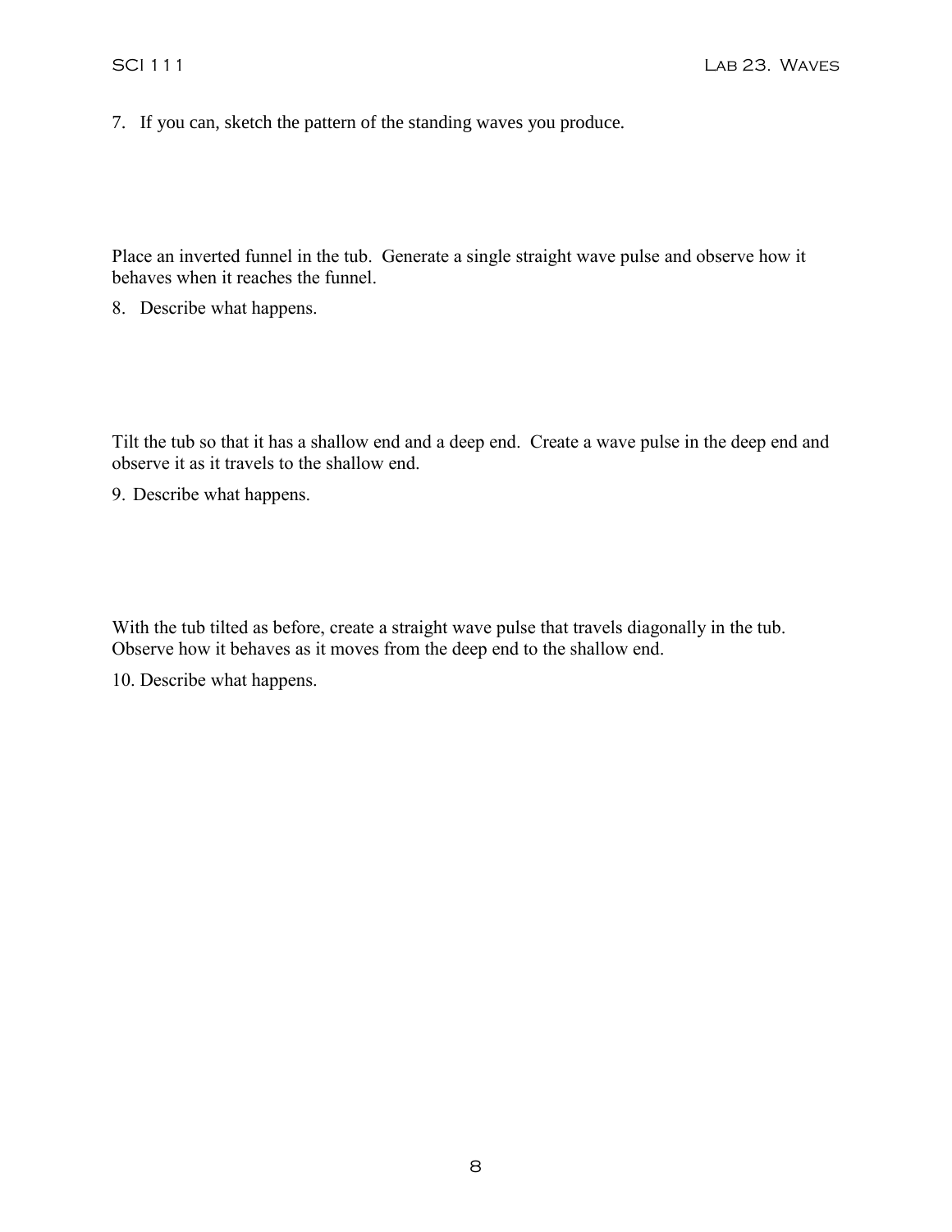7. If you can, sketch the pattern of the standing waves you produce.

Place an inverted funnel in the tub. Generate a single straight wave pulse and observe how it behaves when it reaches the funnel.

8. Describe what happens.

Tilt the tub so that it has a shallow end and a deep end. Create a wave pulse in the deep end and observe it as it travels to the shallow end.

9. Describe what happens.

With the tub tilted as before, create a straight wave pulse that travels diagonally in the tub. Observe how it behaves as it moves from the deep end to the shallow end.

10. Describe what happens.